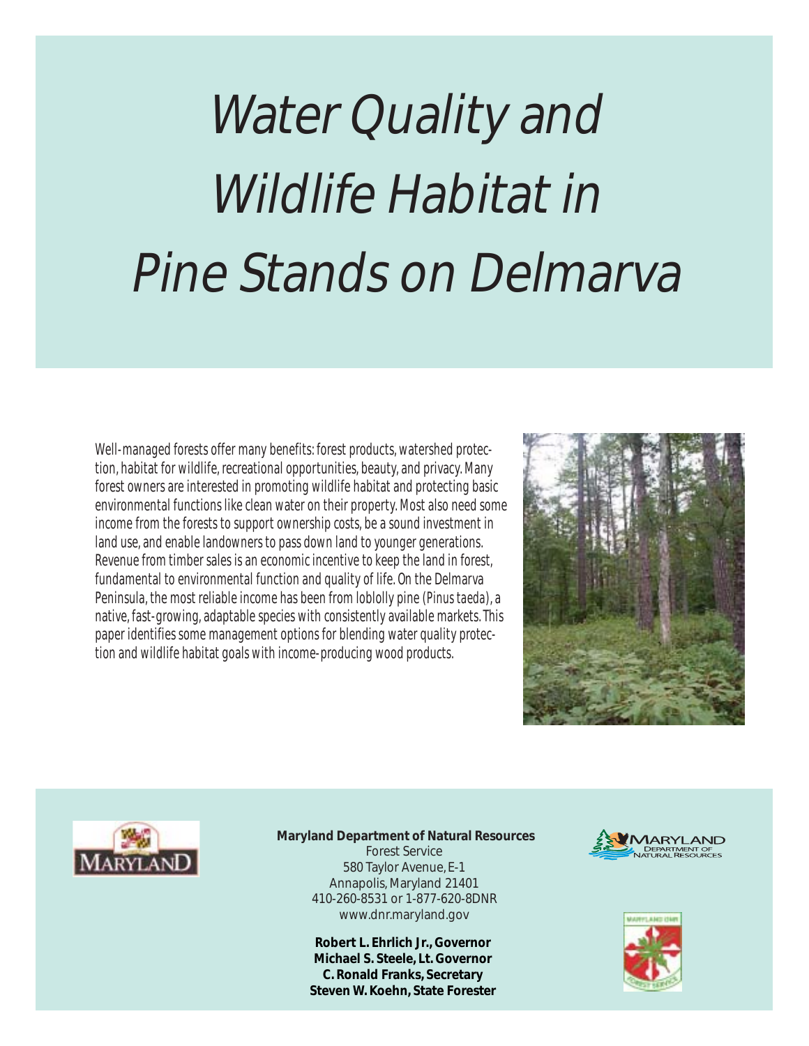# Water Quality and Wildlife Habitat in Pine Stands on Delmarva

Well-managed forests offer many benefits: forest products, watershed protection, habitat for wildlife, recreational opportunities, beauty, and privacy. Many forest owners are interested in promoting wildlife habitat and protecting basic environmental functions like clean water on their property. Most also need some income from the forests to support ownership costs, be a sound investment in land use, and enable landowners to pass down land to younger generations. Revenue from timber sales is an economic incentive to keep the land in forest, fundamental to environmental function and quality of life. On the Delmarva Peninsula, the most reliable income has been from loblolly pine (*Pinus taeda*), a native, fast-growing, adaptable species with consistently available markets. This paper identifies some management options for blending water quality protection and wildlife habitat goals with income-producing wood products.

**Maryland Department of Natural Resources**
Forest Service
580 Taylor Avenue, E-1
Annapolis, Maryland 21401
410-260-8531 or 1-877-620-8DNR
www.dnr.maryland.gov

**Robert L. Ehrlich Jr., Governor**
**Michael S. Steele, Lt. Governor**
**C. Ronald Franks, Secretary**
**Steven W. Koehn, State Forester**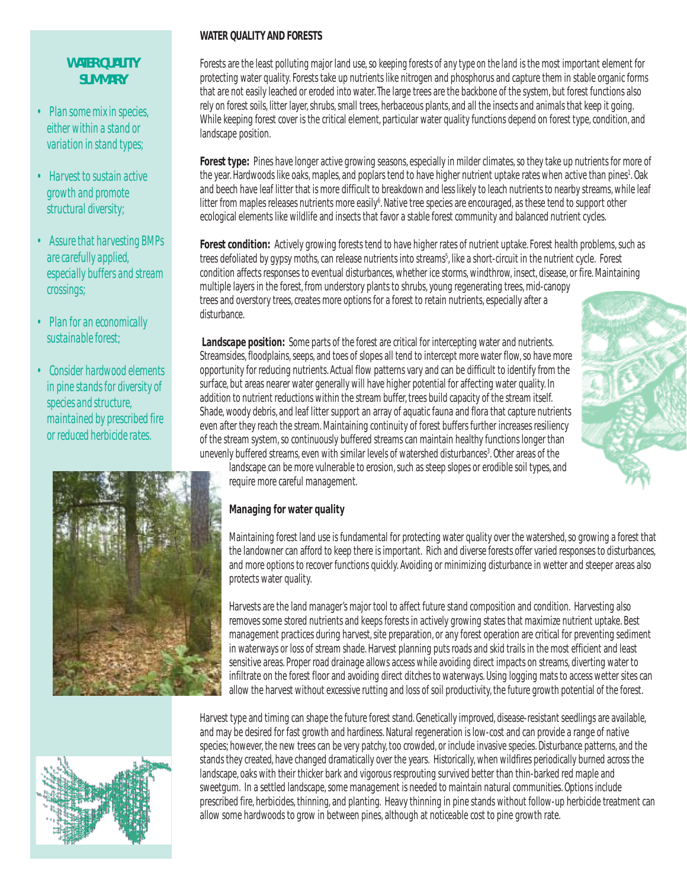## WATER QUALITY SUMMARY

- *Plan some mix in species, either within a stand or variation in stand types;*
- *Harvest to sustain active growth and promote structural diversity;*
- *Assure that harvesting BMPs are carefully applied, especially buffers and stream crossings;*
- *Plan for an economically sustainable forest;*
- *Consider hardwood elements in pine stands for diversity of species and structure, maintained by prescribed fire or reduced herbicide rates.*

## WATER QUALITY AND FORESTS

Forests are the least polluting major land use, so keeping forests *of any type on the land* is the most important element for protecting water quality. Forests take up nutrients like nitrogen and phosphorus and capture them in stable organic forms that are not easily leached or eroded into water. The large trees are the backbone of the system, but forest functions also rely on forest soils, litter layer, shrubs, small trees, herbaceous plants, and all the insects and animals that keep it going. While keeping forest cover is the critical element, particular water quality functions depend on forest type, condition, and landscape position.

**Forest type:** Pines have longer active growing seasons, especially in milder climates, so they take up nutrients for more of the year. Hardwoods like oaks, maples, and poplars tend to have higher nutrient uptake rates when active than pines[1]. Oak and beech have leaf litter that is more difficult to breakdown and less likely to leach nutrients to nearby streams, while leaf litter from maples releases nutrients more easily[6]. Native tree species are encouraged, as these tend to support other ecological elements like wildlife and insects that favor a stable forest community and balanced nutrient cycles.

**Forest condition:** Actively growing forests tend to have higher rates of nutrient uptake. Forest health problems, such as trees defoliated by gypsy moths, can release nutrients into streams[5], like a short-circuit in the nutrient cycle. Forest condition affects responses to eventual disturbances, whether ice storms, windthrow, insect, disease, or fire. Maintaining multiple layers in the forest, from understory plants to shrubs, young regenerating trees, mid-canopy trees and overstory trees, creates more options for a forest to retain nutrients, especially after a disturbance.

**Landscape position:** Some parts of the forest are critical for intercepting water and nutrients. Streamsides, floodplains, seeps, and toes of slopes all tend to intercept more water flow, so have more opportunity for reducing nutrients. Actual flow patterns vary and can be difficult to identify from the surface, but areas nearer water generally will have higher potential for affecting water quality. In addition to nutrient reductions within the stream buffer, trees build capacity of the stream itself. Shade, woody debris, and leaf litter support an array of aquatic fauna and flora that capture nutrients even after they reach the stream. Maintaining continuity of forest buffers further increases resiliency of the stream system, so continuously buffered streams can maintain healthy functions longer than unevenly buffered streams, even with similar levels of watershed disturbances[3]. Other areas of the landscape can be more vulnerable to erosion, such as steep slopes or erodible soil types, and require more careful management.

### Managing for water quality

Maintaining forest land use is fundamental for protecting water quality over the watershed, so growing a forest that the landowner can afford to keep there is important. Rich and diverse forests offer varied responses to disturbances, and more options to recover functions quickly. Avoiding or minimizing disturbance in wetter and steeper areas also protects water quality.

Harvests are the land manager's major tool to affect future stand composition and condition. Harvesting also removes some stored nutrients and keeps forests in actively growing states that maximize nutrient uptake. Best management practices during harvest, site preparation, or any forest operation are critical for preventing sediment in waterways or loss of stream shade. Harvest planning puts roads and skid trails in the most efficient and least sensitive areas. Proper road drainage allows access while avoiding direct impacts on streams, diverting water to infiltrate on the forest floor and avoiding direct ditches to waterways. Using logging mats to access wetter sites can allow the harvest without excessive rutting and loss of soil productivity, the future growth potential of the forest.

Harvest type and timing can shape the future forest stand. Genetically improved, disease-resistant seedlings are available, and may be desired for fast growth and hardiness. Natural regeneration is low-cost and can provide a range of native species; however, the new trees can be very patchy, too crowded, or include invasive species. Disturbance patterns, and the stands they created, have changed dramatically over the years. Historically, when wildfires periodically burned across the landscape, oaks with their thicker bark and vigorous resprouting survived better than thin-barked red maple and sweetgum. In a settled landscape, some management is needed to maintain natural communities. Options include prescribed fire, herbicides, thinning, and planting. Heavy thinning in pine stands without follow-up herbicide treatment can allow some hardwoods to grow in between pines, although at noticeable cost to pine growth rate.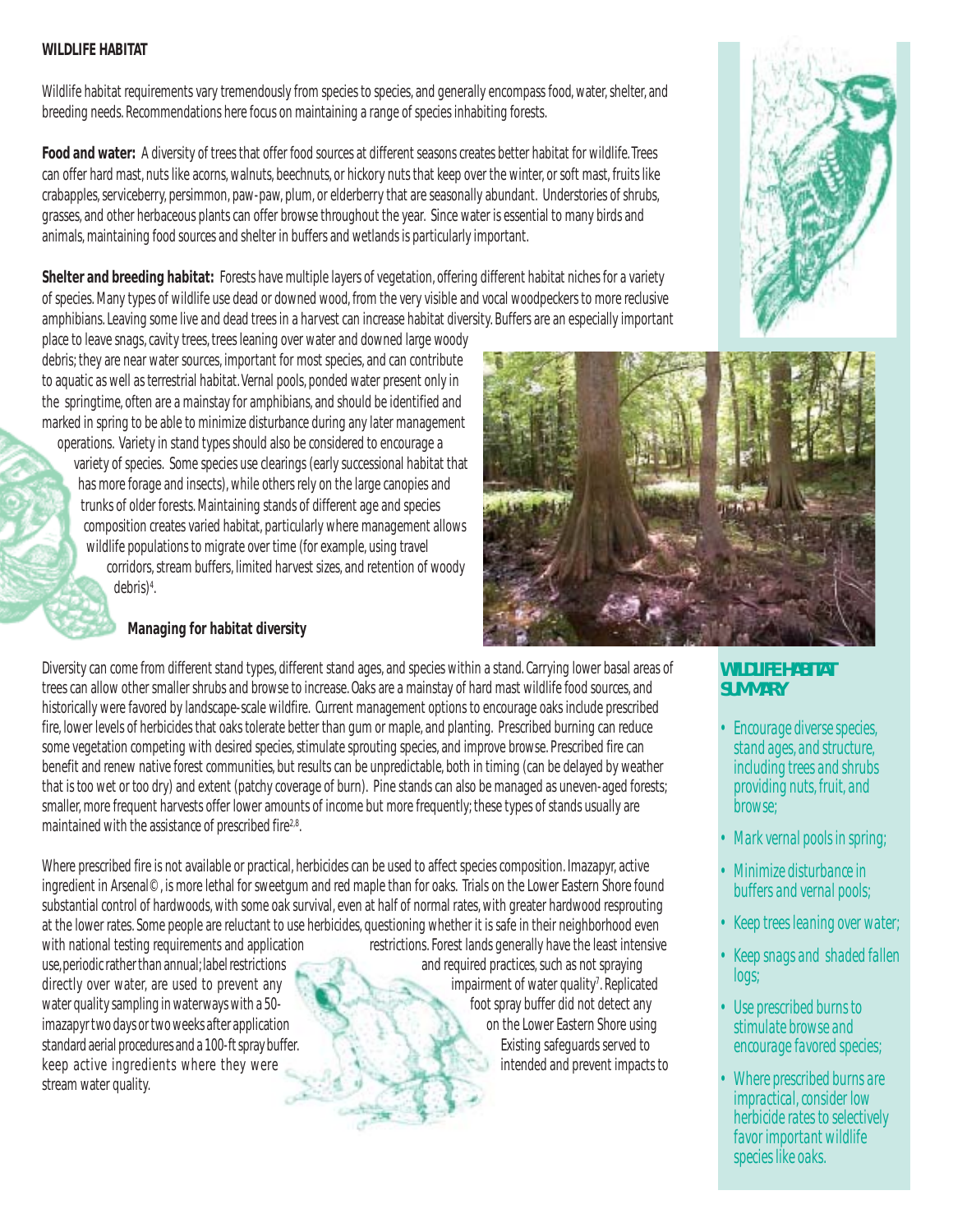## WILDLIFE HABITAT

Wildlife habitat requirements vary tremendously from species to species, and generally encompass food, water, shelter, and breeding needs. Recommendations here focus on maintaining a range of species inhabiting forests.

**Food and water:** A diversity of trees that offer food sources at different seasons creates better habitat for wildlife. Trees can offer hard mast, nuts like acorns, walnuts, beechnuts, or hickory nuts that keep over the winter, or soft mast, fruits like crabapples, serviceberry, persimmon, paw-paw, plum, or elderberry that are seasonally abundant. Understories of shrubs, grasses, and other herbaceous plants can offer browse throughout the year. Since water is essential to many birds and animals, maintaining food sources and shelter in buffers and wetlands is particularly important.

**Shelter and breeding habitat:** Forests have multiple layers of vegetation, offering different habitat niches for a variety of species. Many types of wildlife use dead or downed wood, from the very visible and vocal woodpeckers to more reclusive amphibians. Leaving some live and dead trees in a harvest can increase habitat diversity. Buffers are an especially important place to leave snags, cavity trees, trees leaning over water and downed large woody debris; they are near water sources, important for most species, and can contribute to aquatic as well as terrestrial habitat. Vernal pools, ponded water present only in the springtime, often are a mainstay for amphibians, and should be identified and marked in spring to be able to minimize disturbance during any later management operations. Variety in stand types should also be considered to encourage a variety of species. Some species use clearings (early successional habitat that has more forage and insects), while others rely on the large canopies and trunks of older forests. Maintaining stands of different age and species composition creates varied habitat, particularly where management allows wildlife populations to migrate over time (for example, using travel corridors, stream buffers, limited harvest sizes, and retention of woody debris)[4].

### Managing for habitat diversity

Diversity can come from different stand types, different stand ages, and species within a stand. Carrying lower basal areas of trees can allow other smaller shrubs and browse to increase. Oaks are a mainstay of hard mast wildlife food sources, and historically were favored by landscape-scale wildfire. Current management options to encourage oaks include prescribed fire, lower levels of herbicides that oaks tolerate better than gum or maple, and planting. Prescribed burning can reduce some vegetation competing with desired species, stimulate sprouting species, and improve browse. Prescribed fire can benefit and renew native forest communities, but results can be unpredictable, both in timing (can be delayed by weather that is too wet or too dry) and extent (patchy coverage of burn). Pine stands can also be managed as uneven-aged forests; smaller, more frequent harvests offer lower amounts of income but more frequently; these types of stands usually are maintained with the assistance of prescribed fire[2,8].

Where prescribed fire is not available or practical, herbicides can be used to affect species composition. Imazapyr, active ingredient in Arsenal©, is more lethal for sweetgum and red maple than for oaks. Trials on the Lower Eastern Shore found substantial control of hardwoods, with some oak survival, even at half of normal rates, with greater hardwood resprouting at the lower rates. Some people are reluctant to use herbicides, questioning whether it is safe in their neighborhood even with national testing requirements and application restrictions. Forest lands generally have the least intensive use, periodic rather than annual; label restrictions and required practices, such as not spraying directly over water, are used to prevent any impairment of water quality[7]. Replicated water quality sampling in waterways with a 50-foot spray buffer did not detect any imazapyr two days or two weeks after application on the Lower Eastern Shore using standard aerial procedures and a 100-ft spray buffer. Existing safeguards served to keep active ingredients where they were intended and prevent impacts to stream water quality.

### WILDLIFE HABITAT SUMMARY

- *Encourage diverse species, stand ages, and structure, including trees and shrubs providing nuts, fruit, and browse;*
- *Mark vernal pools in spring;*
- *Minimize disturbance in buffers and vernal pools;*
- *Keep trees leaning over water;*
- *Keep snags and shaded fallen logs;*
- *Use prescribed burns to stimulate browse and encourage favored species;*
- *Where prescribed burns are impractical, consider low herbicide rates to selectively favor important wildlife species like oaks.*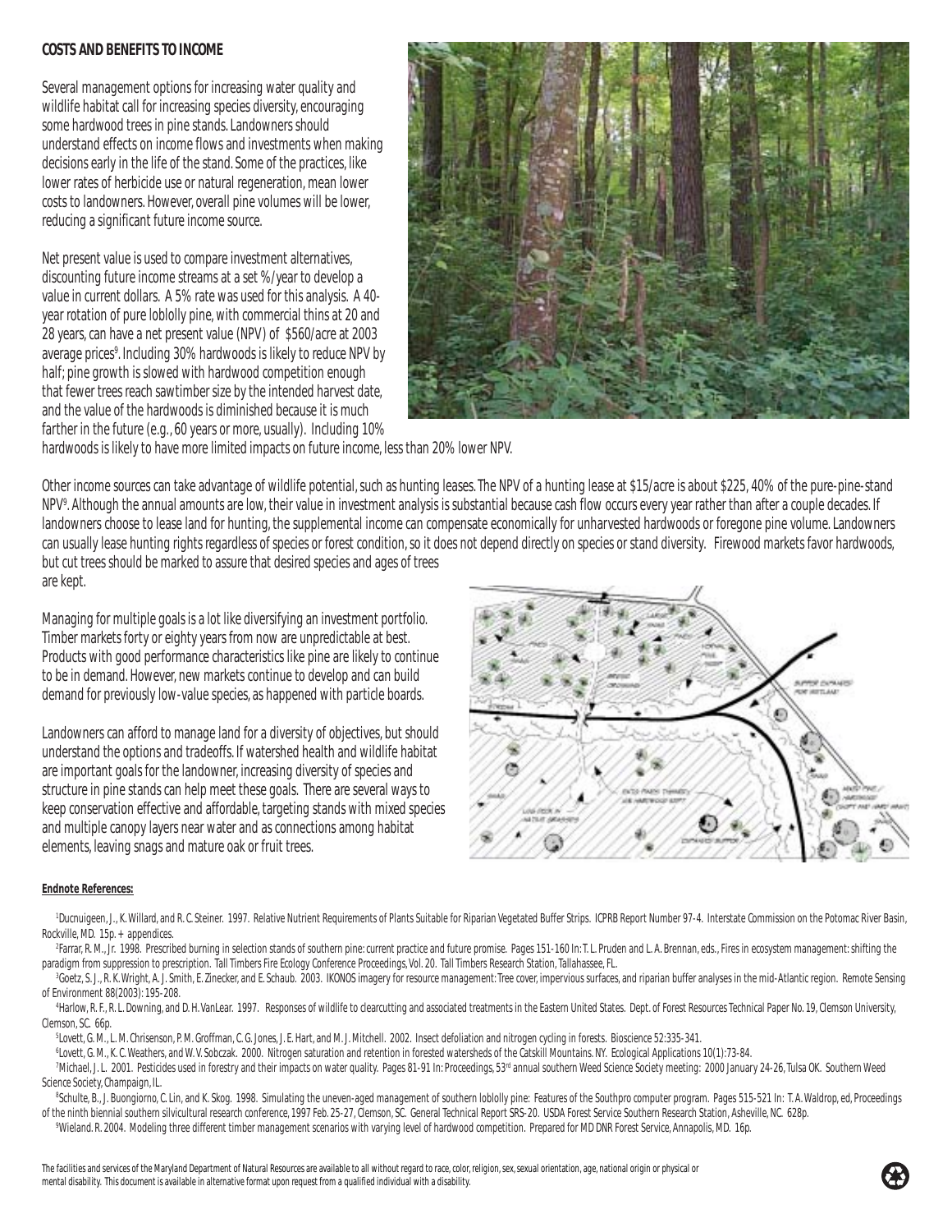## COSTS AND BENEFITS TO INCOME

Several management options for increasing water quality and wildlife habitat call for increasing species diversity, encouraging some hardwood trees in pine stands. Landowners should understand effects on income flows and investments when making decisions early in the life of the stand. Some of the practices, like lower rates of herbicide use or natural regeneration, mean lower costs to landowners. However, overall pine volumes will be lower, reducing a significant future income source.

Net present value is used to compare investment alternatives, discounting future income streams at a set %/year to develop a value in current dollars. A 5% rate was used for this analysis. A 40-year rotation of pure loblolly pine, with commercial thins at 20 and 28 years, can have a net present value (NPV) of $560/acre at 2003 average prices[9]. Including 30% hardwoods is likely to reduce NPV by half; pine growth is slowed with hardwood competition enough that fewer trees reach sawtimber size by the intended harvest date, and the value of the hardwoods is diminished because it is much farther in the future (e.g., 60 years or more, usually). Including 10% hardwoods is likely to have more limited impacts on future income, less than 20% lower NPV.

Other income sources can take advantage of wildlife potential, such as hunting leases. The NPV of a hunting lease at $15/acre is about $225, 40% of the pure-pine-stand NPV[9]. Although the annual amounts are low, their value in investment analysis is substantial because cash flow occurs every year rather than after a couple decades. If landowners choose to lease land for hunting, the supplemental income can compensate economically for unharvested hardwoods or foregone pine volume. Landowners can usually lease hunting rights regardless of species or forest condition, so it does not depend directly on species or stand diversity. Firewood markets favor hardwoods, but cut trees should be marked to assure that desired species and ages of trees are kept.

Managing for multiple goals is a lot like diversifying an investment portfolio. Timber markets forty or eighty years from now are unpredictable at best. Products with good performance characteristics like pine are likely to continue to be in demand. However, new markets continue to develop and can build demand for previously low-value species, as happened with particle boards.

Landowners can afford to manage land for a diversity of objectives, but should understand the options and tradeoffs. If watershed health and wildlife habitat are important goals for the landowner, increasing diversity of species and structure in pine stands can help meet these goals. There are several ways to keep conservation effective and affordable, targeting stands with mixed species and multiple canopy layers near water and as connections among habitat elements, leaving snags and mature oak or fruit trees.

**Endnote References:**

[1]Ducnuigeen, J., K. Willard, and R. C. Steiner. 1997. Relative Nutrient Requirements of Plants Suitable for Riparian Vegetated Buffer Strips. ICPRB Report Number 97-4. Interstate Commission on the Potomac River Basin, Rockville, MD. 15p. + appendices.

[2]Farrar, R. M., Jr. 1998. Prescribed burning in selection stands of southern pine: current practice and future promise. Pages 151-160 In: T. L. Pruden and L. A. Brennan, eds., Fires in ecosystem management: shifting the paradigm from suppression to prescription. Tall Timbers Fire Ecology Conference Proceedings, Vol. 20. Tall Timbers Research Station, Tallahassee, FL.

[3]Goetz, S. J., R. K. Wright, A. J. Smith, E. Zinecker, and E. Schaub. 2003. IKONOS imagery for resource management: Tree cover, impervious surfaces, and riparian buffer analyses in the mid-Atlantic region. Remote Sensing of Environment 88(2003): 195-208.

[4]Harlow, R. F., R. L. Downing, and D. H. VanLear. 1997. Responses of wildlife to clearcutting and associated treatments in the Eastern United States. Dept. of Forest Resources Technical Paper No. 19, Clemson University, Clemson, SC. 66p.

[5]Lovett, G. M., L. M. Chrisenson, P. M. Groffman, C. G. Jones, J. E. Hart, and M. J. Mitchell. 2002. Insect defoliation and nitrogen cycling in forests. Bioscience 52:335-341.

[6]Lovett, G. M., K. C. Weathers, and W. V. Sobczak. 2000. Nitrogen saturation and retention in forested watersheds of the Catskill Mountains. NY. Ecological Applications 10(1):73-84.

[7]Michael, J. L. 2001. Pesticides used in forestry and their impacts on water quality. Pages 81-91 In: Proceedings, 53rd annual southern Weed Science Society meeting: 2000 January 24-26, Tulsa OK. Southern Weed Science Society, Champaign, IL.

[8]Schulte, B., J. Buongiorno, C. Lin, and K. Skog. 1998. Simulating the uneven-aged management of southern loblolly pine: Features of the Southpro computer program. Pages 515-521 In: T. A. Waldrop, ed, Proceedings of the ninth biennial southern silvicultural research conference, 1997 Feb. 25-27, Clemson, SC. General Technical Report SRS-20. USDA Forest Service Southern Research Station, Asheville, NC. 628p.

[9]Wieland. R. 2004. Modeling three different timber management scenarios with varying level of hardwood competition. Prepared for MD DNR Forest Service, Annapolis, MD. 16p.

The facilities and services of the Maryland Department of Natural Resources are available to all without regard to race, color, religion, sex, sexual orientation, age, national origin or physical or mental disability. This document is available in alternative format upon request from a qualified individual with a disability.